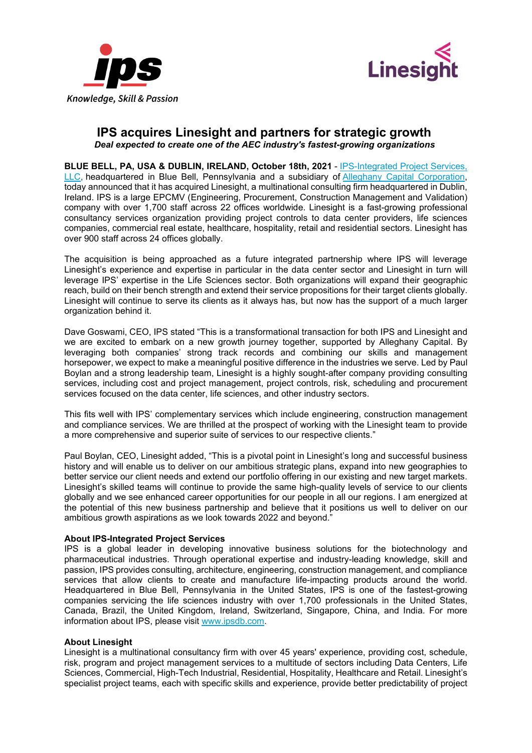# IPS acquires Linesight and partners for strategic growth

***Deal expected to create one of the AEC industry's fastest-growing organizations***

**BLUE BELL, PA, USA & DUBLIN, IRELAND, October 18th, 2021** - IPS-Integrated Project Services, LLC, headquartered in Blue Bell, Pennsylvania and a subsidiary of Alleghany Capital Corporation, today announced that it has acquired Linesight, a multinational consulting firm headquartered in Dublin, Ireland. IPS is a large EPCMV (Engineering, Procurement, Construction Management and Validation) company with over 1,700 staff across 22 offices worldwide. Linesight is a fast-growing professional consultancy services organization providing project controls to data center providers, life sciences companies, commercial real estate, healthcare, hospitality, retail and residential sectors. Linesight has over 900 staff across 24 offices globally.

The acquisition is being approached as a future integrated partnership where IPS will leverage Linesight's experience and expertise in particular in the data center sector and Linesight in turn will leverage IPS' expertise in the Life Sciences sector. Both organizations will expand their geographic reach, build on their bench strength and extend their service propositions for their target clients globally. Linesight will continue to serve its clients as it always has, but now has the support of a much larger organization behind it.

Dave Goswami, CEO, IPS stated "This is a transformational transaction for both IPS and Linesight and we are excited to embark on a new growth journey together, supported by Alleghany Capital. By leveraging both companies' strong track records and combining our skills and management horsepower, we expect to make a meaningful positive difference in the industries we serve. Led by Paul Boylan and a strong leadership team, Linesight is a highly sought-after company providing consulting services, including cost and project management, project controls, risk, scheduling and procurement services focused on the data center, life sciences, and other industry sectors.

This fits well with IPS' complementary services which include engineering, construction management and compliance services. We are thrilled at the prospect of working with the Linesight team to provide a more comprehensive and superior suite of services to our respective clients."

Paul Boylan, CEO, Linesight added, "This is a pivotal point in Linesight's long and successful business history and will enable us to deliver on our ambitious strategic plans, expand into new geographies to better service our client needs and extend our portfolio offering in our existing and new target markets. Linesight's skilled teams will continue to provide the same high-quality levels of service to our clients globally and we see enhanced career opportunities for our people in all our regions. I am energized at the potential of this new business partnership and believe that it positions us well to deliver on our ambitious growth aspirations as we look towards 2022 and beyond."

**About IPS-Integrated Project Services**

IPS is a global leader in developing innovative business solutions for the biotechnology and pharmaceutical industries. Through operational expertise and industry-leading knowledge, skill and passion, IPS provides consulting, architecture, engineering, construction management, and compliance services that allow clients to create and manufacture life-impacting products around the world. Headquartered in Blue Bell, Pennsylvania in the United States, IPS is one of the fastest-growing companies servicing the life sciences industry with over 1,700 professionals in the United States, Canada, Brazil, the United Kingdom, Ireland, Switzerland, Singapore, China, and India. For more information about IPS, please visit www.ipsdb.com.

**About Linesight**

Linesight is a multinational consultancy firm with over 45 years' experience, providing cost, schedule, risk, program and project management services to a multitude of sectors including Data Centers, Life Sciences, Commercial, High-Tech Industrial, Residential, Hospitality, Healthcare and Retail. Linesight's specialist project teams, each with specific skills and experience, provide better predictability of project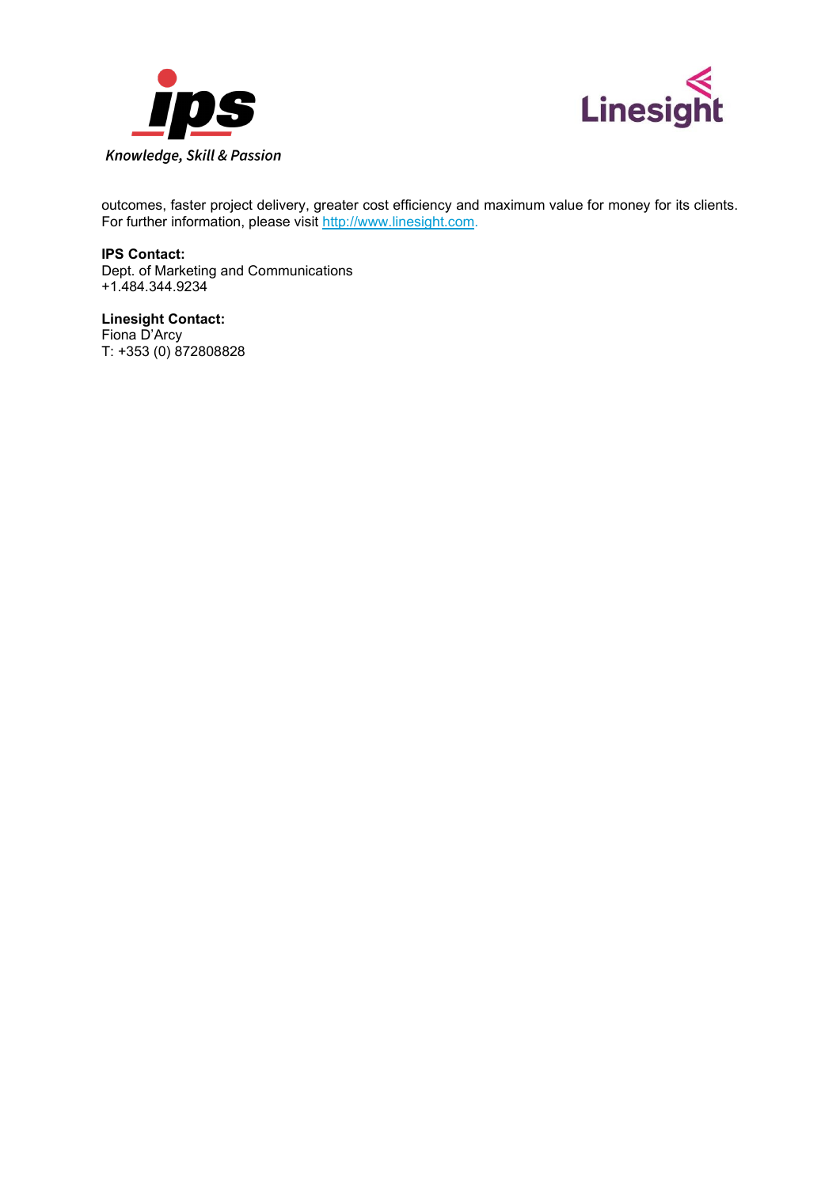outcomes, faster project delivery, greater cost efficiency and maximum value for money for its clients. For further information, please visit http://www.linesight.com.

**IPS Contact:**
Dept. of Marketing and Communications
+1.484.344.9234

**Linesight Contact:**
Fiona D'Arcy
T: +353 (0) 872808828